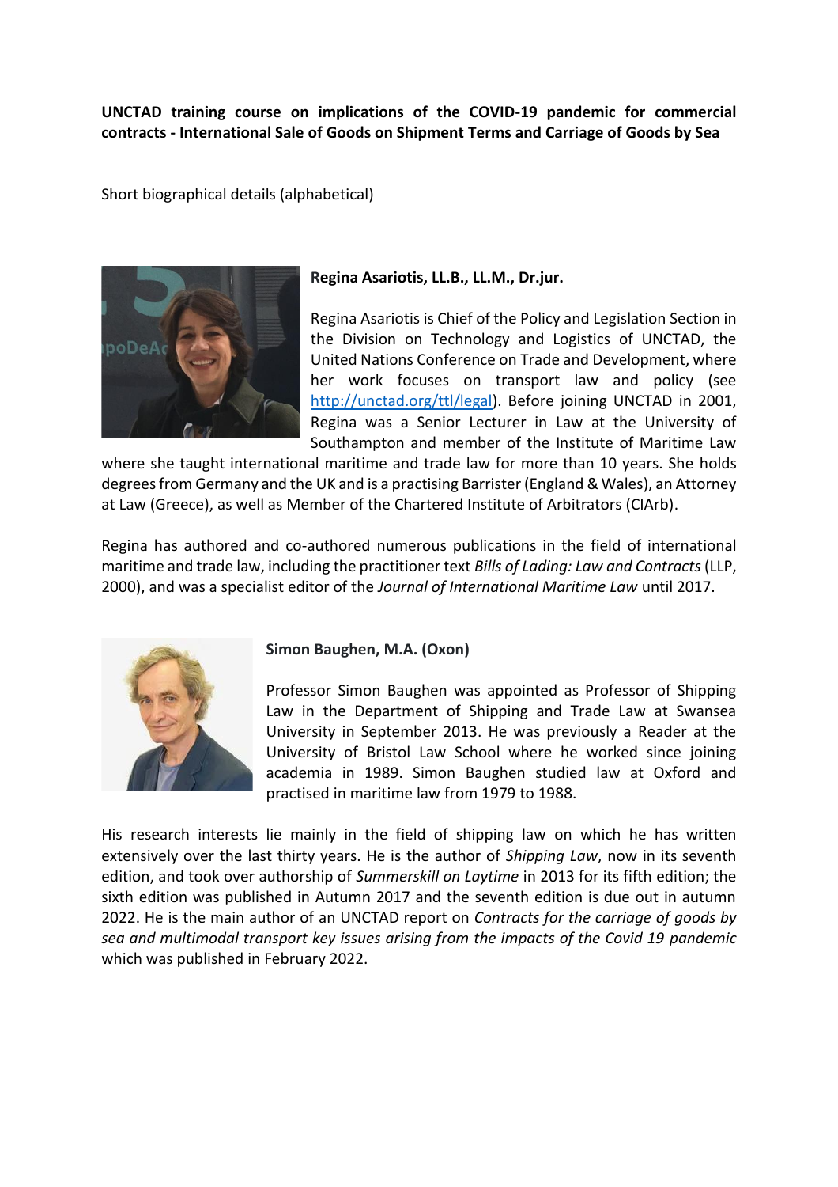**UNCTAD training course on implications of the COVID-19 pandemic for commercial contracts - International Sale of Goods on Shipment Terms and Carriage of Goods by Sea**

Short biographical details (alphabetical)

**Regina Asariotis, LL.B., LL.M., Dr.jur.**

Regina Asariotis is Chief of the Policy and Legislation Section in the Division on Technology and Logistics of UNCTAD, the United Nations Conference on Trade and Development, where her work focuses on transport law and policy (see [http://unctad.org/ttl/legal](http://unctad.org/ttl/legal)). Before joining UNCTAD in 2001, Regina was a Senior Lecturer in Law at the University of Southampton and member of the Institute of Maritime Law where she taught international maritime and trade law for more than 10 years. She holds degrees from Germany and the UK and is a practising Barrister (England & Wales), an Attorney at Law (Greece), as well as Member of the Chartered Institute of Arbitrators (CIArb).

Regina has authored and co-authored numerous publications in the field of international maritime and trade law, including the practitioner text *Bills of Lading: Law and Contracts* (LLP, 2000), and was a specialist editor of the *Journal of International Maritime Law* until 2017.

**Simon Baughen, M.A. (Oxon)**

Professor Simon Baughen was appointed as Professor of Shipping Law in the Department of Shipping and Trade Law at Swansea University in September 2013. He was previously a Reader at the University of Bristol Law School where he worked since joining academia in 1989. Simon Baughen studied law at Oxford and practised in maritime law from 1979 to 1988.

His research interests lie mainly in the field of shipping law on which he has written extensively over the last thirty years. He is the author of *Shipping Law*, now in its seventh edition, and took over authorship of *Summerskill on Laytime* in 2013 for its fifth edition; the sixth edition was published in Autumn 2017 and the seventh edition is due out in autumn 2022. He is the main author of an UNCTAD report on *Contracts for the carriage of goods by sea and multimodal transport key issues arising from the impacts of the Covid 19 pandemic* which was published in February 2022.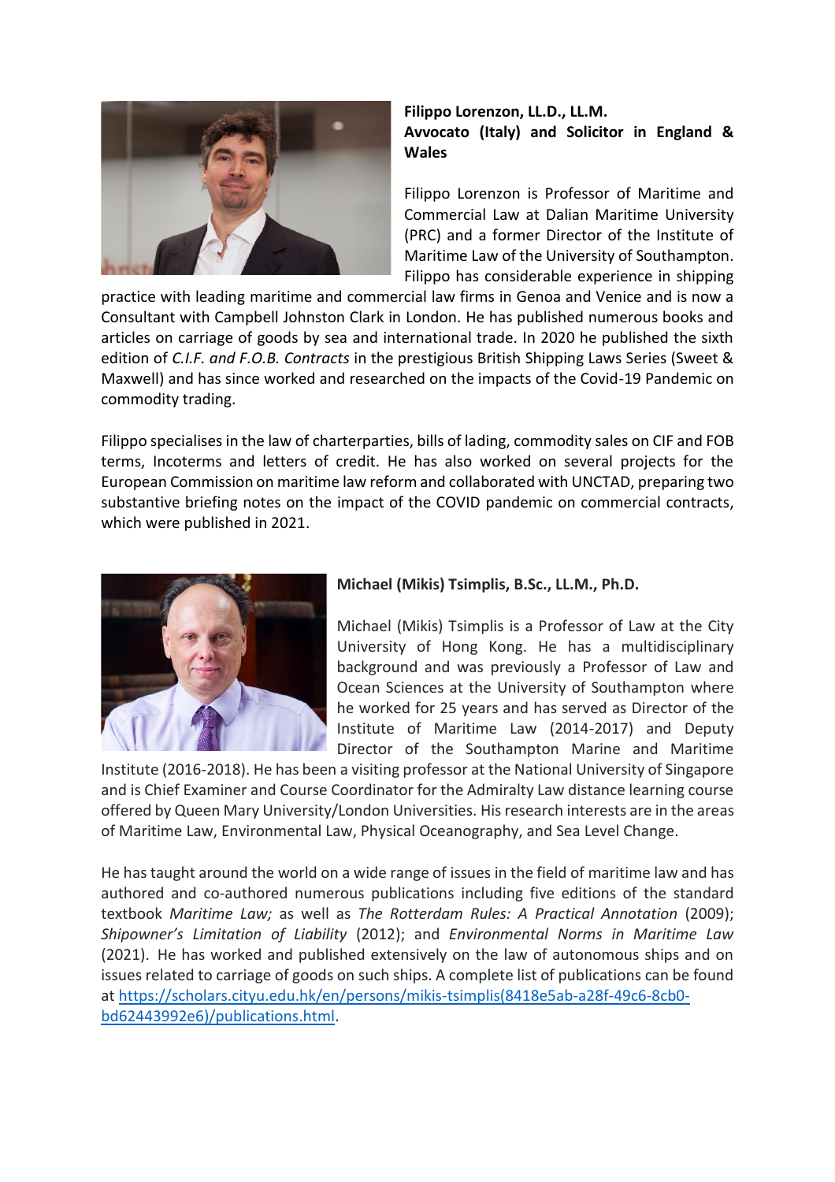**Filippo Lorenzon, LL.D., LL.M.**
**Avvocato (Italy) and Solicitor in England & Wales**

Filippo Lorenzon is Professor of Maritime and Commercial Law at Dalian Maritime University (PRC) and a former Director of the Institute of Maritime Law of the University of Southampton. Filippo has considerable experience in shipping practice with leading maritime and commercial law firms in Genoa and Venice and is now a Consultant with Campbell Johnston Clark in London. He has published numerous books and articles on carriage of goods by sea and international trade. In 2020 he published the sixth edition of *C.I.F. and F.O.B. Contracts* in the prestigious British Shipping Laws Series (Sweet & Maxwell) and has since worked and researched on the impacts of the Covid-19 Pandemic on commodity trading.

Filippo specialises in the law of charterparties, bills of lading, commodity sales on CIF and FOB terms, Incoterms and letters of credit. He has also worked on several projects for the European Commission on maritime law reform and collaborated with UNCTAD, preparing two substantive briefing notes on the impact of the COVID pandemic on commercial contracts, which were published in 2021.

**Michael (Mikis) Tsimplis, B.Sc., LL.M., Ph.D.**

Michael (Mikis) Tsimplis is a Professor of Law at the City University of Hong Kong. He has a multidisciplinary background and was previously a Professor of Law and Ocean Sciences at the University of Southampton where he worked for 25 years and has served as Director of the Institute of Maritime Law (2014-2017) and Deputy Director of the Southampton Marine and Maritime Institute (2016-2018). He has been a visiting professor at the National University of Singapore and is Chief Examiner and Course Coordinator for the Admiralty Law distance learning course offered by Queen Mary University/London Universities. His research interests are in the areas of Maritime Law, Environmental Law, Physical Oceanography, and Sea Level Change.

He has taught around the world on a wide range of issues in the field of maritime law and has authored and co-authored numerous publications including five editions of the standard textbook *Maritime Law;* as well as *The Rotterdam Rules: A Practical Annotation* (2009); *Shipowner's Limitation of Liability* (2012); and *Environmental Norms in Maritime Law* (2021). He has worked and published extensively on the law of autonomous ships and on issues related to carriage of goods on such ships. A complete list of publications can be found at https://scholars.cityu.edu.hk/en/persons/mikis-tsimplis(8418e5ab-a28f-49c6-8cb0-bd62443992e6)/publications.html.